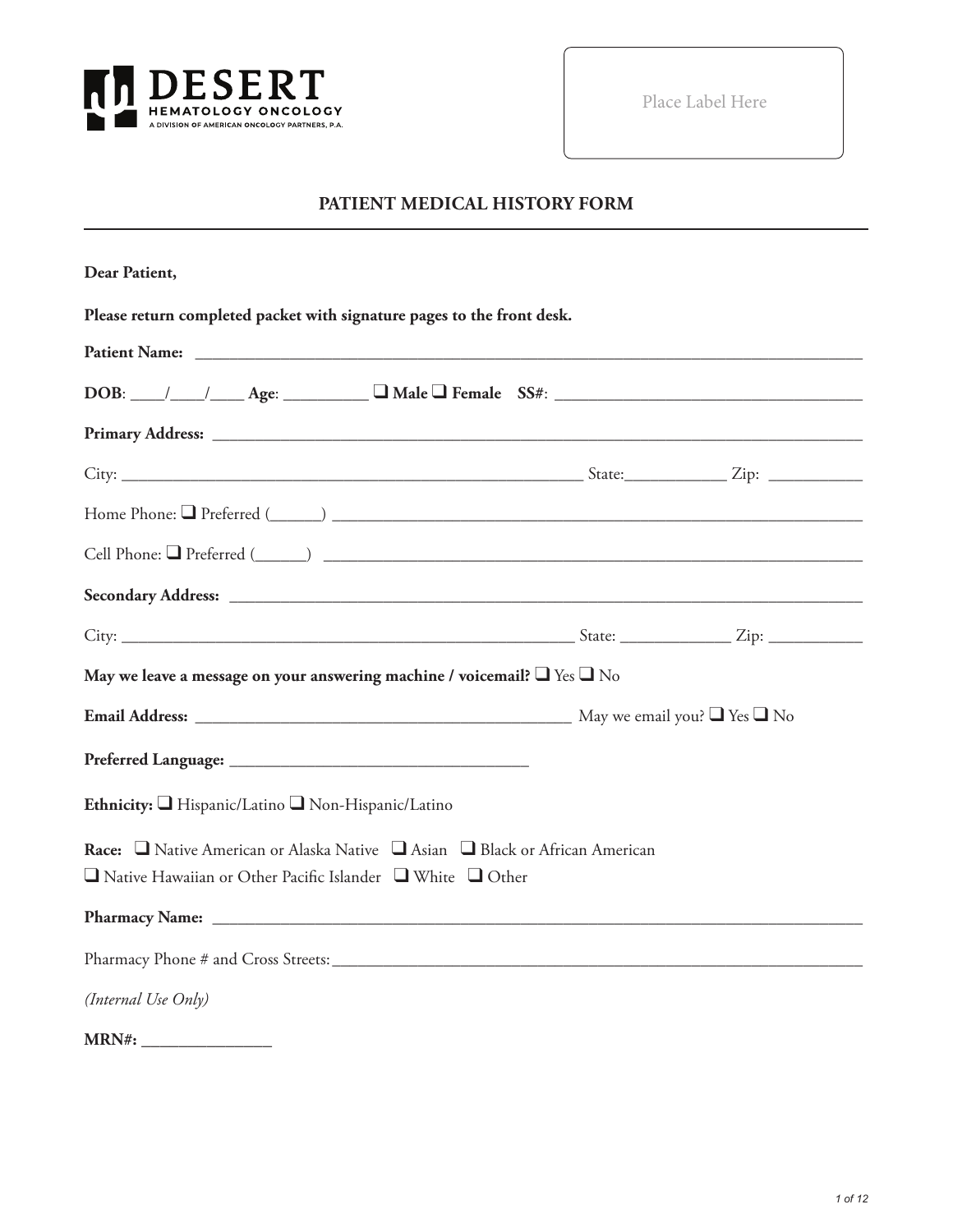DESERT
HEMATOLOGY ONCOLOGY
A DIVISION OF AMERICAN ONCOLOGY PARTNERS, P.A.

Place Label Here

# PATIENT MEDICAL HISTORY FORM

**Dear Patient,**

**Please return completed packet with signature pages to the front desk.**

**Patient Name:** ________________________________________________________________________________

**DOB**: ____/____/____ **Age**: __________ ❑ **Male** ❑ **Female** **SS#**: ____________________________________

**Primary Address:** ____________________________________________________________________________

City: _______________________________________________________ State:____________ Zip: ___________

Home Phone: ❑ Preferred (______) _______________________________________________________________

Cell Phone: ❑ Preferred (______) ________________________________________________________________

**Secondary Address:** __________________________________________________________________________

City: ______________________________________________________ State: _____________ Zip: ___________

**May we leave a message on your answering machine / voicemail?** ❑ Yes ❑ No

**Email Address:** _____________________________________________ May we email you? ❑ Yes ❑ No

**Preferred Language:** ____________________________________

**Ethnicity:** ❑ Hispanic/Latino ❑ Non-Hispanic/Latino

**Race:** ❑ Native American or Alaska Native ❑ Asian ❑ Black or African American
❑ Native Hawaiian or Other Pacific Islander ❑ White ❑ Other

**Pharmacy Name:** ____________________________________________________________________________

Pharmacy Phone # and Cross Streets:________________________________________________________________

*(Internal Use Only)*

**MRN#:** _______________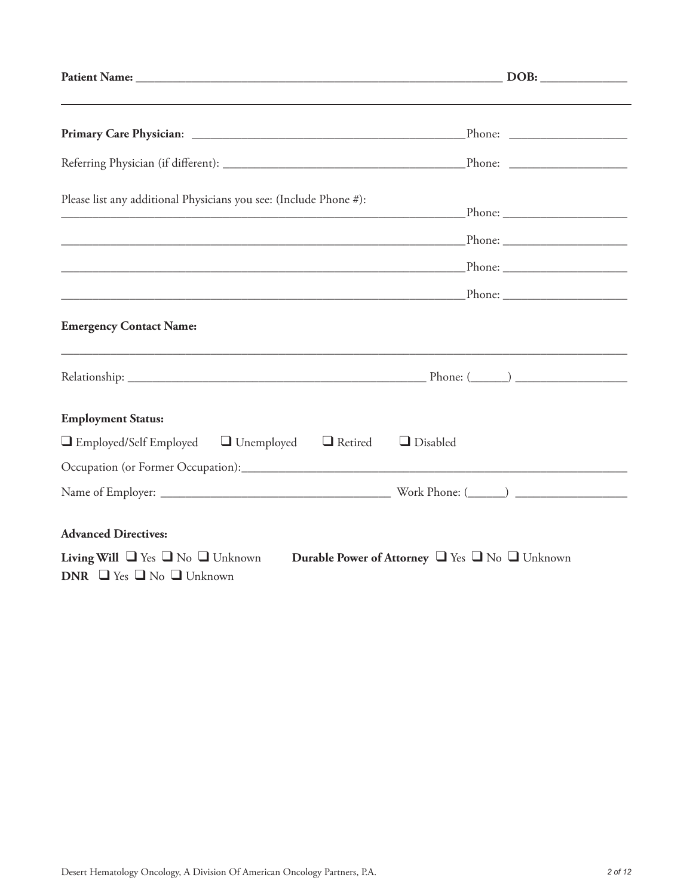**Patient Name:** ______________________________________________ **DOB:** ______________

---

**Primary Care Physician**: ____________________________________ Phone: ________________

Referring Physician (if different): ______________________________ Phone: ________________

Please list any additional Physicians you see: (Include Phone #):

_____________________________________________________ Phone: ________________

_____________________________________________________ Phone: ________________

_____________________________________________________ Phone: ________________

_____________________________________________________ Phone: ________________

**Emergency Contact Name:**

______________________________________________________________________________

Relationship: ________________________________________ Phone: (______) _______________

**Employment Status:**

❑ Employed/Self Employed ❑ Unemployed ❑ Retired ❑ Disabled

Occupation (or Former Occupation):____________________________________________________

Name of Employer: _______________________________ Work Phone: (______) _______________

**Advanced Directives:**

**Living Will** ❑ Yes ❑ No ❑ Unknown **Durable Power of Attorney** ❑ Yes ❑ No ❑ Unknown

**DNR** ❑ Yes ❑ No ❑ Unknown

Desert Hematology Oncology, A Division Of American Oncology Partners, P.A.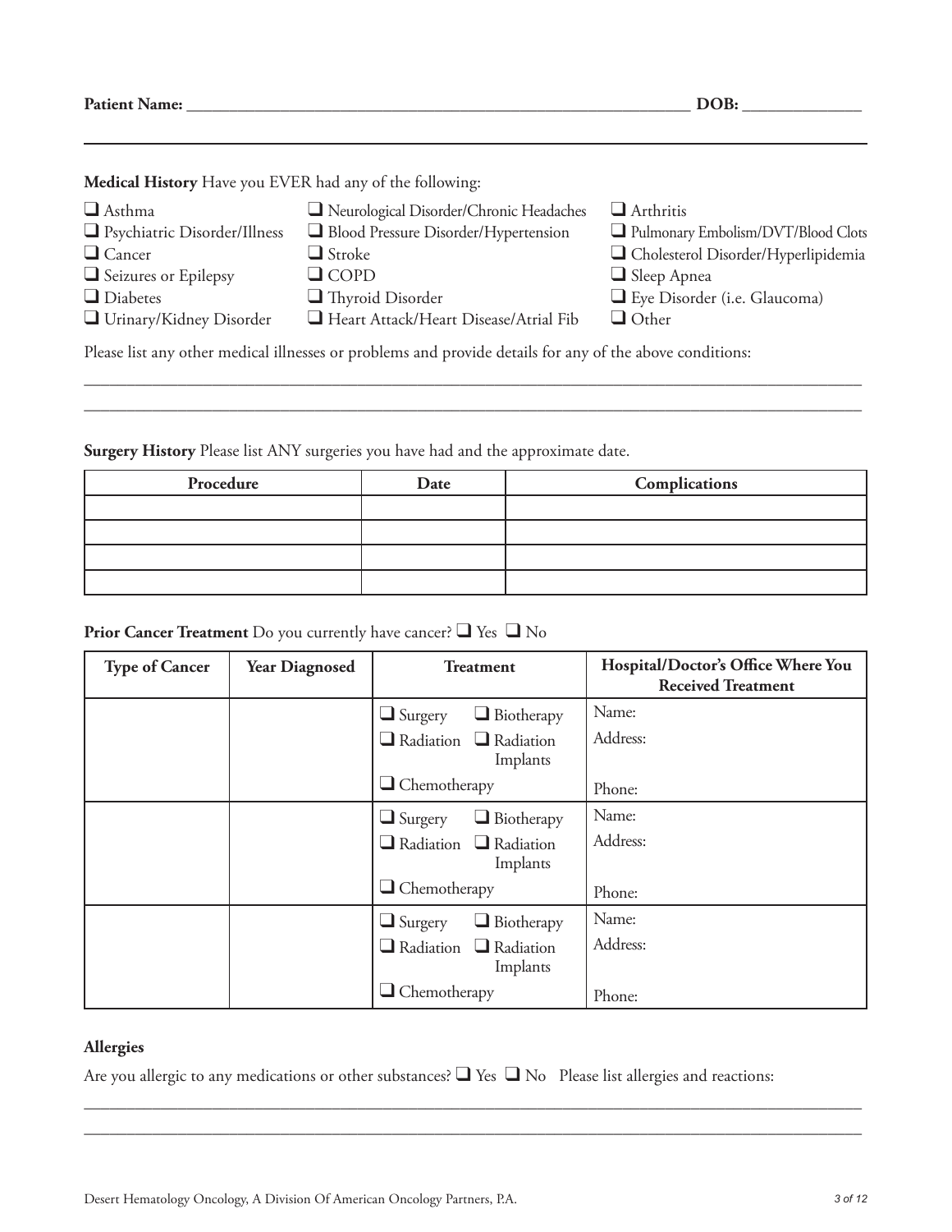**Patient Name:** ______________________________________________ **DOB:** ____________

**Medical History** Have you EVER had any of the following:

- ❑ Asthma
- ❑ Psychiatric Disorder/Illness
- ❑ Cancer
- ❑ Seizures or Epilepsy
- ❑ Diabetes
- ❑ Urinary/Kidney Disorder
- ❑ Neurological Disorder/Chronic Headaches
- ❑ Blood Pressure Disorder/Hypertension
- ❑ Stroke
- ❑ COPD
- ❑ Thyroid Disorder
- ❑ Heart Attack/Heart Disease/Atrial Fib
- ❑ Arthritis
- ❑ Pulmonary Embolism/DVT/Blood Clots
- ❑ Cholesterol Disorder/Hyperlipidemia
- ❑ Sleep Apnea
- ❑ Eye Disorder (i.e. Glaucoma)
- ❑ Other

Please list any other medical illnesses or problems and provide details for any of the above conditions:

______________________________________________________________________________

______________________________________________________________________________

**Surgery History** Please list ANY surgeries you have had and the approximate date.

| Procedure | Date | Complications |
|---|---|---|
| | | |
| | | |
| | | |
| | | |

**Prior Cancer Treatment** Do you currently have cancer? ❑ Yes ❑ No

| Type of Cancer | Year Diagnosed | Treatment | Hospital/Doctor's Office Where You Received Treatment |
|---|---|---|---|
| | | ❑ Surgery ❑ Biotherapy ❑ Radiation ❑ Radiation Implants ❑ Chemotherapy | Name: Address: Phone: |
| | | ❑ Surgery ❑ Biotherapy ❑ Radiation ❑ Radiation Implants ❑ Chemotherapy | Name: Address: Phone: |
| | | ❑ Surgery ❑ Biotherapy ❑ Radiation ❑ Radiation Implants ❑ Chemotherapy | Name: Address: Phone: |

**Allergies**

Are you allergic to any medications or other substances? ❑ Yes ❑ No Please list allergies and reactions:

______________________________________________________________________________

______________________________________________________________________________

Desert Hematology Oncology, A Division Of American Oncology Partners, P.A.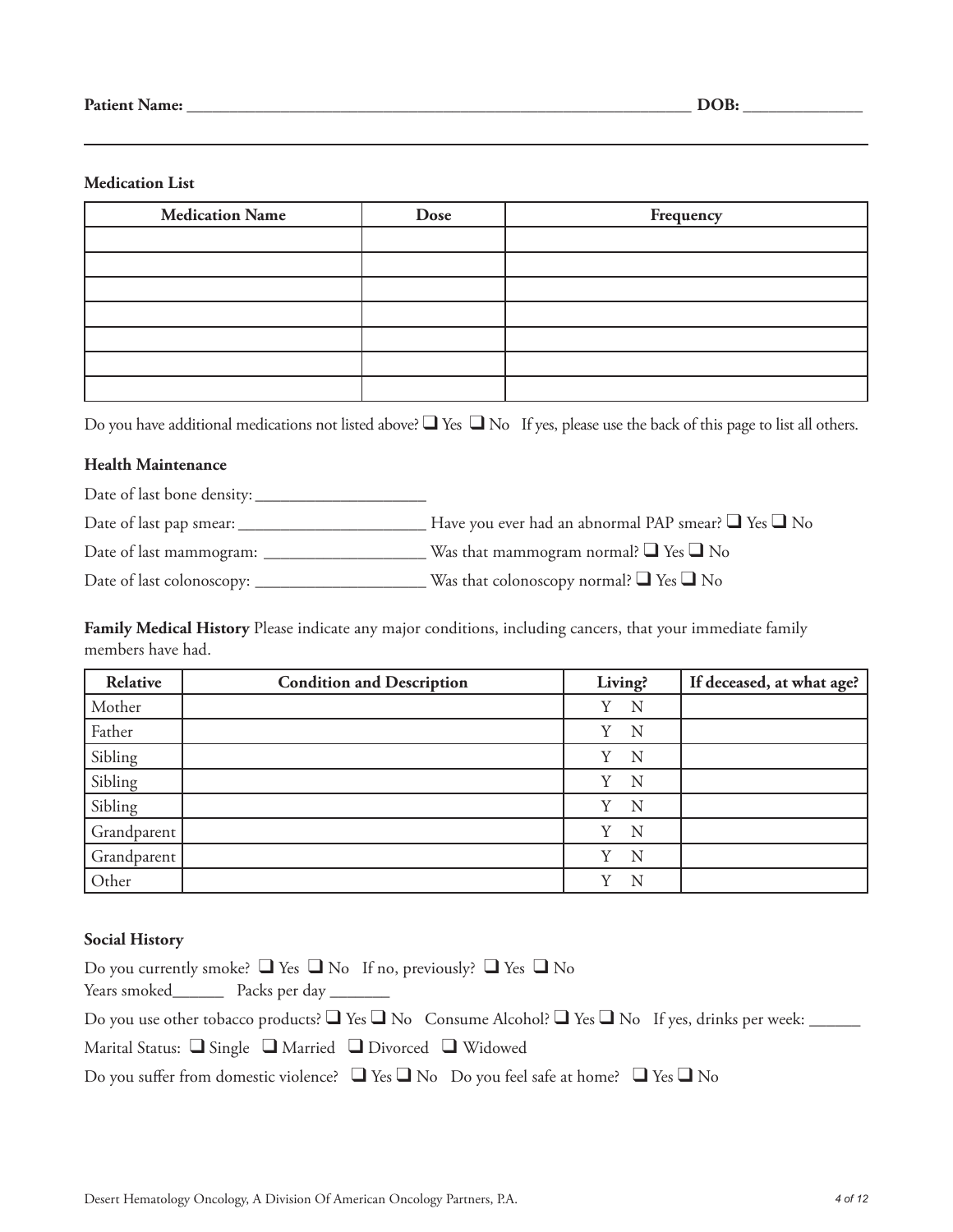**Patient Name:** ______________________________________________ **DOB:** ____________

**Medication List**

| Medication Name | Dose | Frequency |
|---|---|---|
| | | |
| | | |
| | | |
| | | |
| | | |
| | | |
| | | |

Do you have additional medications not listed above? ❑ Yes ❑ No If yes, please use the back of this page to list all others.

**Health Maintenance**

Date of last bone density: ____________________

Date of last pap smear: ______________________ Have you ever had an abnormal PAP smear? ❑ Yes ❑ No

Date of last mammogram: ___________________ Was that mammogram normal? ❑ Yes ❑ No

Date of last colonoscopy: ____________________ Was that colonoscopy normal? ❑ Yes ❑ No

**Family Medical History** Please indicate any major conditions, including cancers, that your immediate family members have had.

| Relative | Condition and Description | Living? | If deceased, at what age? |
|---|---|---|---|
| Mother | | Y N | |
| Father | | Y N | |
| Sibling | | Y N | |
| Sibling | | Y N | |
| Sibling | | Y N | |
| Grandparent | | Y N | |
| Grandparent | | Y N | |
| Other | | Y N | |

**Social History**

Do you currently smoke? ❑ Yes ❑ No If no, previously? ❑ Yes ❑ No
Years smoked______ Packs per day _______

Do you use other tobacco products? ❑ Yes ❑ No Consume Alcohol? ❑ Yes ❑ No If yes, drinks per week: ______

Marital Status: ❑ Single ❑ Married ❑ Divorced ❑ Widowed

Do you suffer from domestic violence? ❑ Yes ❑ No Do you feel safe at home? ❑ Yes ❑ No

Desert Hematology Oncology, A Division Of American Oncology Partners, P.A.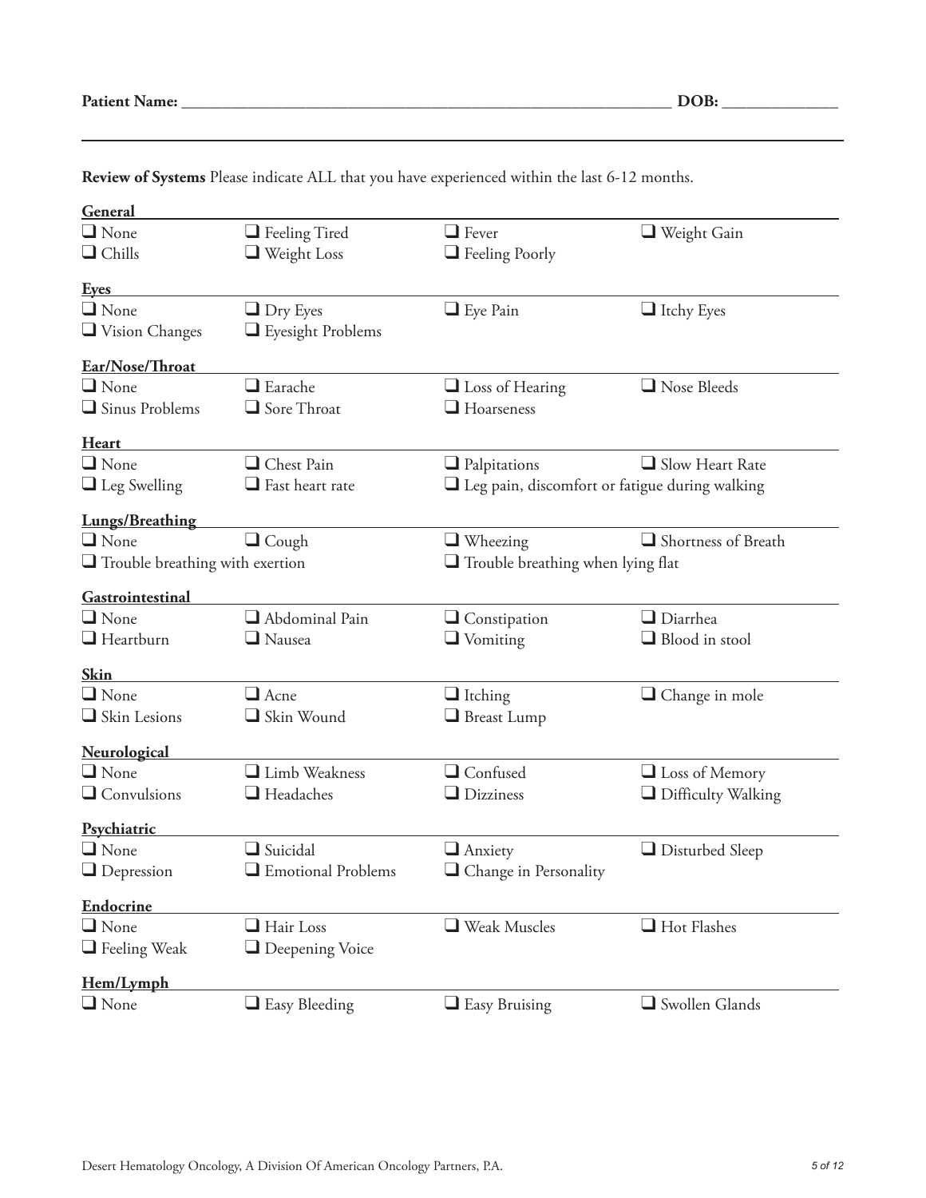**Patient Name:** ______________________________________________ **DOB:** ______________

**Review of Systems** Please indicate ALL that you have experienced within the last 6-12 months.

**General**

- [ ] None
- [ ] Feeling Tired
- [ ] Fever
- [ ] Weight Gain
- [ ] Chills
- [ ] Weight Loss
- [ ] Feeling Poorly

**Eyes**

- [ ] None
- [ ] Dry Eyes
- [ ] Eye Pain
- [ ] Itchy Eyes
- [ ] Vision Changes
- [ ] Eyesight Problems

**Ear/Nose/Throat**

- [ ] None
- [ ] Earache
- [ ] Loss of Hearing
- [ ] Nose Bleeds
- [ ] Sinus Problems
- [ ] Sore Throat
- [ ] Hoarseness

**Heart**

- [ ] None
- [ ] Chest Pain
- [ ] Palpitations
- [ ] Slow Heart Rate
- [ ] Leg Swelling
- [ ] Fast heart rate
- [ ] Leg pain, discomfort or fatigue during walking

**Lungs/Breathing**

- [ ] None
- [ ] Cough
- [ ] Wheezing
- [ ] Shortness of Breath
- [ ] Trouble breathing with exertion
- [ ] Trouble breathing when lying flat

**Gastrointestinal**

- [ ] None
- [ ] Abdominal Pain
- [ ] Constipation
- [ ] Diarrhea
- [ ] Heartburn
- [ ] Nausea
- [ ] Vomiting
- [ ] Blood in stool

**Skin**

- [ ] None
- [ ] Acne
- [ ] Itching
- [ ] Change in mole
- [ ] Skin Lesions
- [ ] Skin Wound
- [ ] Breast Lump

**Neurological**

- [ ] None
- [ ] Limb Weakness
- [ ] Confused
- [ ] Loss of Memory
- [ ] Convulsions
- [ ] Headaches
- [ ] Dizziness
- [ ] Difficulty Walking

**Psychiatric**

- [ ] None
- [ ] Suicidal
- [ ] Anxiety
- [ ] Disturbed Sleep
- [ ] Depression
- [ ] Emotional Problems
- [ ] Change in Personality

**Endocrine**

- [ ] None
- [ ] Hair Loss
- [ ] Weak Muscles
- [ ] Hot Flashes
- [ ] Feeling Weak
- [ ] Deepening Voice

**Hem/Lymph**

- [ ] None
- [ ] Easy Bleeding
- [ ] Easy Bruising
- [ ] Swollen Glands

Desert Hematology Oncology, A Division Of American Oncology Partners, P.A.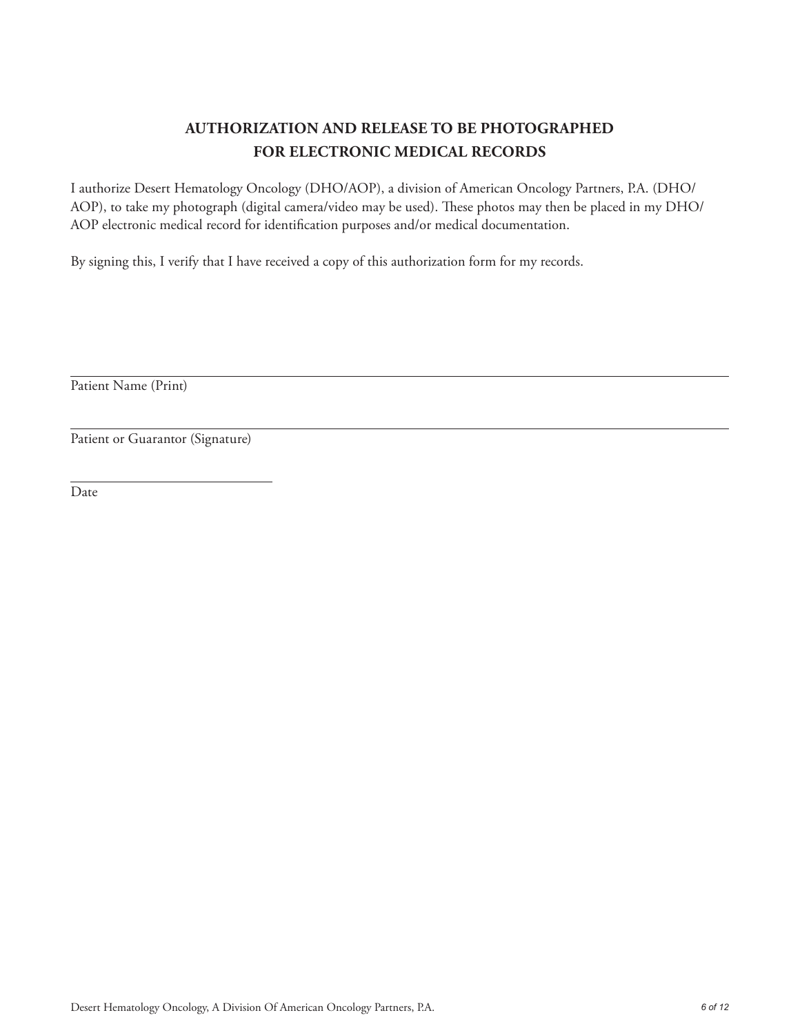# AUTHORIZATION AND RELEASE TO BE PHOTOGRAPHED FOR ELECTRONIC MEDICAL RECORDS

I authorize Desert Hematology Oncology (DHO/AOP), a division of American Oncology Partners, P.A. (DHO/AOP), to take my photograph (digital camera/video may be used). These photos may then be placed in my DHO/AOP electronic medical record for identification purposes and/or medical documentation.

By signing this, I verify that I have received a copy of this authorization form for my records.

\_\_\_\_\_\_\_\_\_\_\_\_\_\_\_\_\_\_\_\_\_\_\_\_\_\_\_\_\_\_\_\_\_\_\_\_\_\_\_\_\_\_\_\_\_\_\_\_

Patient Name (Print)

\_\_\_\_\_\_\_\_\_\_\_\_\_\_\_\_\_\_\_\_\_\_\_\_\_\_\_\_\_\_\_\_\_\_\_\_\_\_\_\_\_\_\_\_\_\_\_\_

Patient or Guarantor (Signature)

\_\_\_\_\_\_\_\_\_\_\_\_\_\_\_\_\_\_\_\_

Date

Desert Hematology Oncology, A Division Of American Oncology Partners, P.A.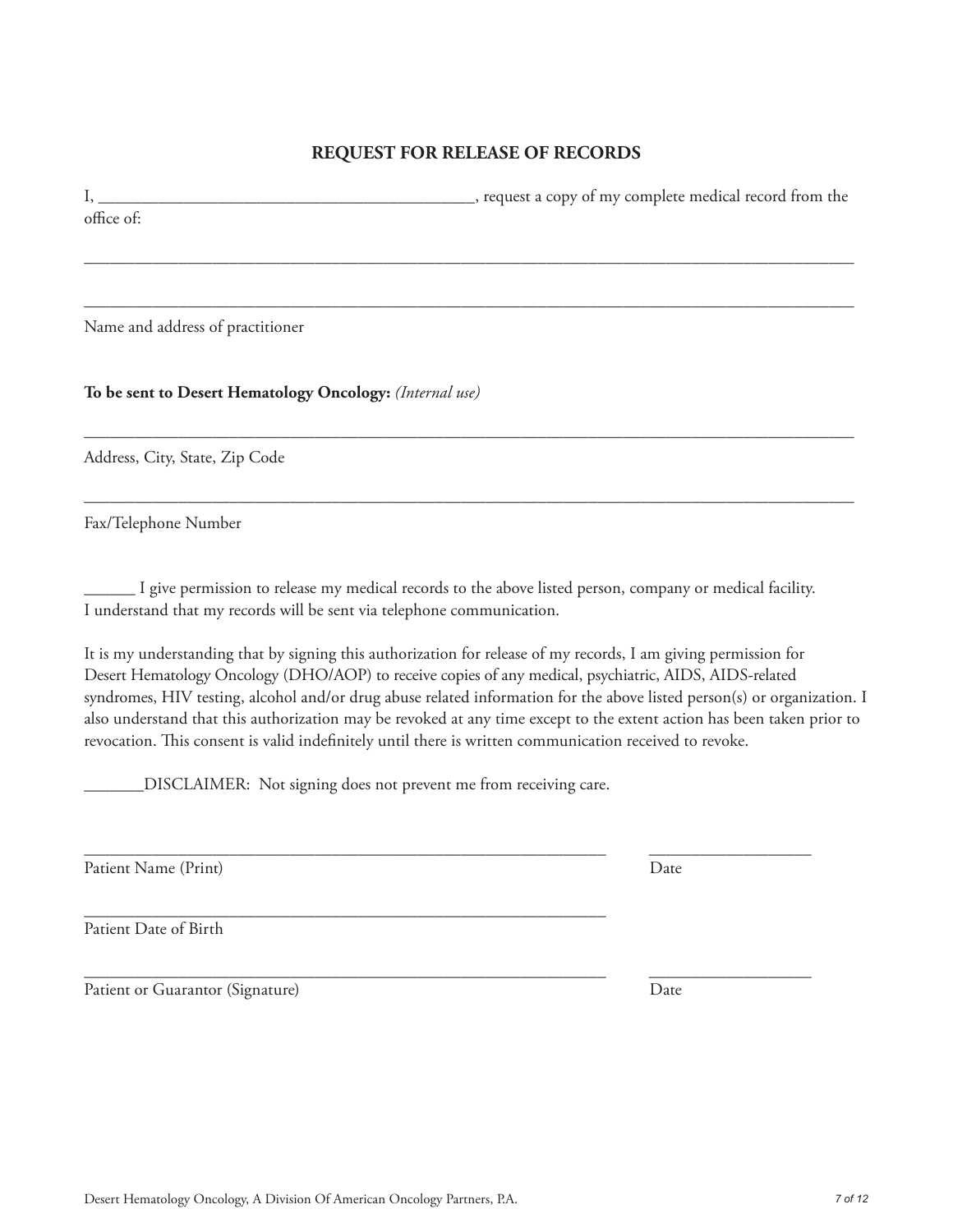## REQUEST FOR RELEASE OF RECORDS

I, ____________________________________________, request a copy of my complete medical record from the office of:

______________________________________________________________________________

______________________________________________________________________________

Name and address of practitioner

**To be sent to Desert Hematology Oncology:** *(Internal use)*

______________________________________________________________________________

Address, City, State, Zip Code

______________________________________________________________________________

Fax/Telephone Number

______ I give permission to release my medical records to the above listed person, company or medical facility. I understand that my records will be sent via telephone communication.

It is my understanding that by signing this authorization for release of my records, I am giving permission for Desert Hematology Oncology (DHO/AOP) to receive copies of any medical, psychiatric, AIDS, AIDS-related syndromes, HIV testing, alcohol and/or drug abuse related information for the above listed person(s) or organization. I also understand that this authorization may be revoked at any time except to the extent action has been taken prior to revocation. This consent is valid indefinitely until there is written communication received to revoke.

_______DISCLAIMER: Not signing does not prevent me from receiving care.

______________________________________________________________ ___________________

Patient Name (Print) Date

______________________________________________________________

Patient Date of Birth

______________________________________________________________ ___________________

Patient or Guarantor (Signature) Date

Desert Hematology Oncology, A Division Of American Oncology Partners, P.A.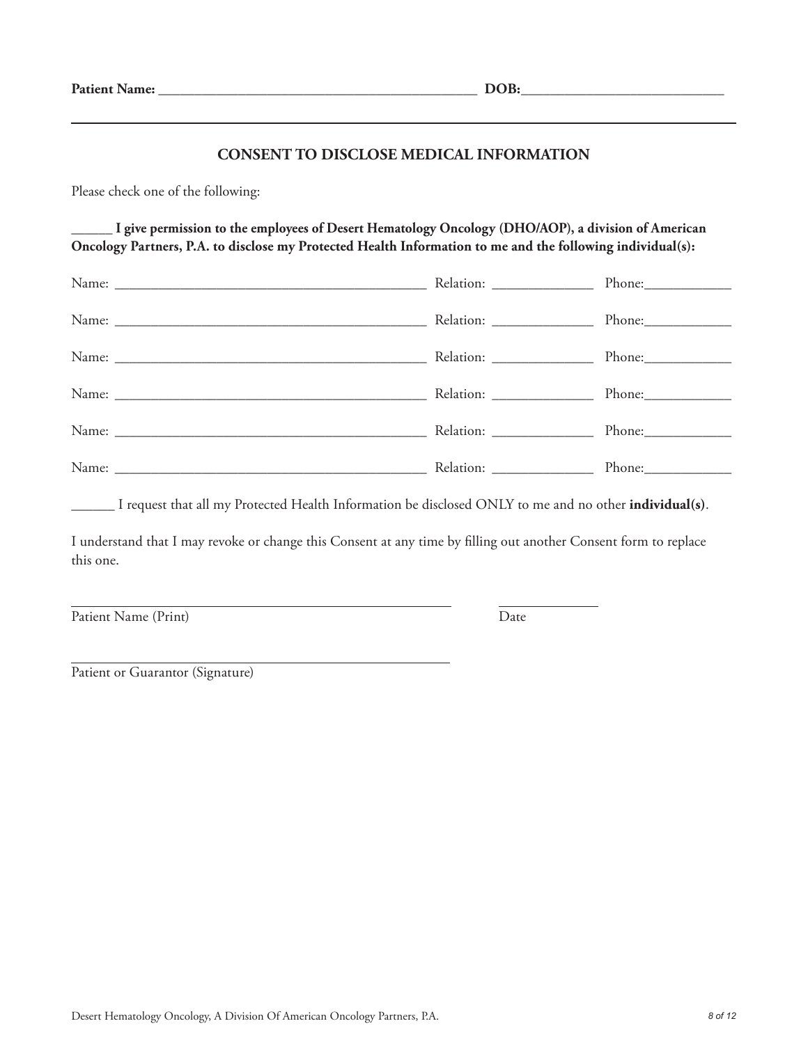**Patient Name:** ____________________________________________ **DOB:**___________________________

## CONSENT TO DISCLOSE MEDICAL INFORMATION

Please check one of the following:

**______ I give permission to the employees of Desert Hematology Oncology (DHO/AOP), a division of American Oncology Partners, P.A. to disclose my Protected Health Information to me and the following individual(s):**

Name: ____________________________________________ Relation: ______________ Phone:____________

Name: ____________________________________________ Relation: ______________ Phone:____________

Name: ____________________________________________ Relation: ______________ Phone:____________

Name: ____________________________________________ Relation: ______________ Phone:____________

Name: ____________________________________________ Relation: ______________ Phone:____________

Name: ____________________________________________ Relation: ______________ Phone:____________

______ I request that all my Protected Health Information be disclosed ONLY to me and no other **individual(s)**.

I understand that I may revoke or change this Consent at any time by filling out another Consent form to replace this one.

______________________________________________________ ______________

Patient Name (Print) Date

______________________________________________________

Patient or Guarantor (Signature)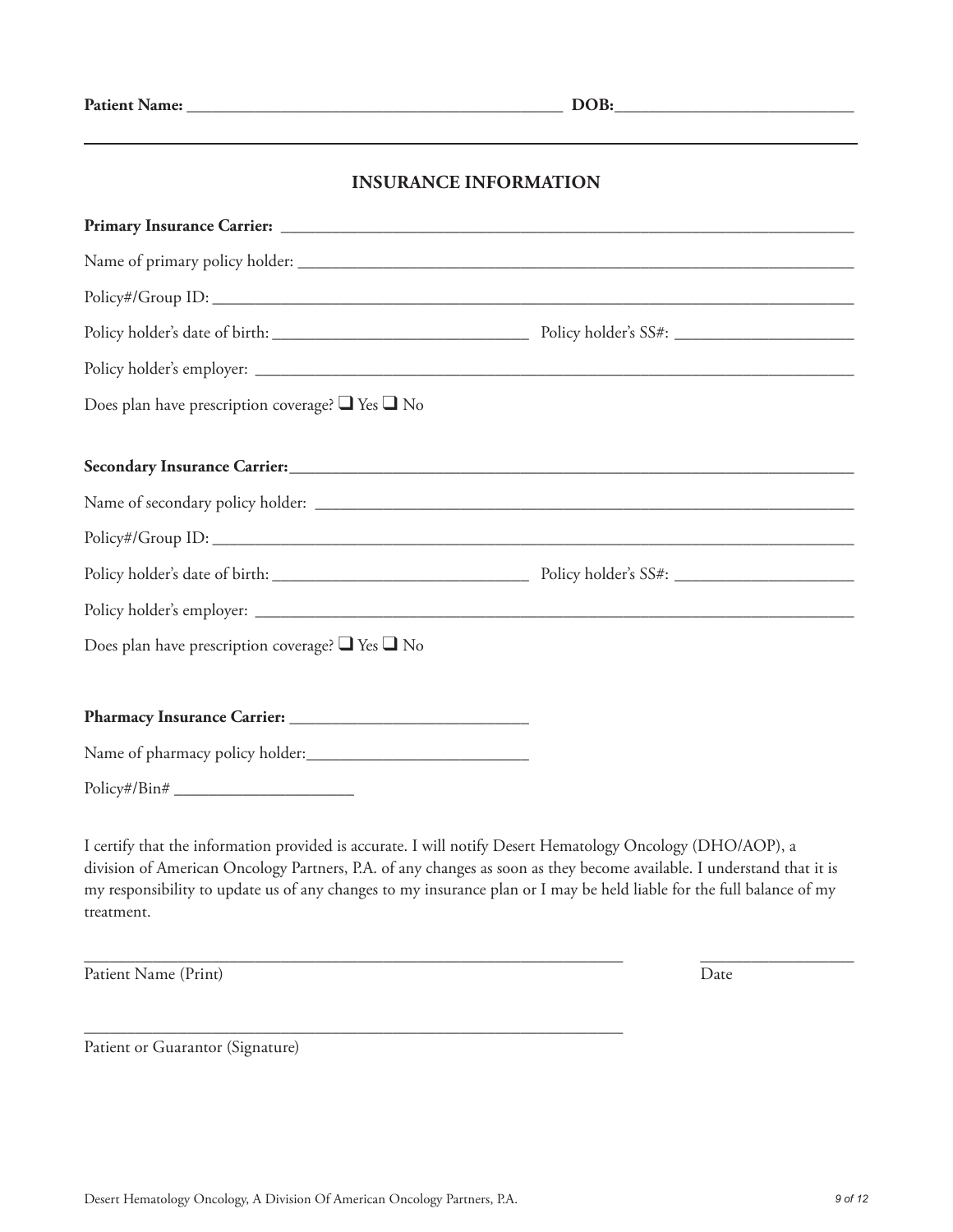**Patient Name:** _____________________________________________ **DOB:**____________________________

## INSURANCE INFORMATION

**Primary Insurance Carrier:** ________________________________________________________________________

Name of primary policy holder: ____________________________________________________________________

Policy#/Group ID: _______________________________________________________________________________

Policy holder's date of birth: _______________________________ Policy holder's SS#: _____________________

Policy holder's employer: __________________________________________________________________________

Does plan have prescription coverage? ❑ Yes ❑ No

**Secondary Insurance Carrier:**____________________________________________________________________

Name of secondary policy holder: __________________________________________________________________

Policy#/Group ID: _______________________________________________________________________________

Policy holder's date of birth: _______________________________ Policy holder's SS#: _____________________

Policy holder's employer: __________________________________________________________________________

Does plan have prescription coverage? ❑ Yes ❑ No

**Pharmacy Insurance Carrier:** ____________________________

Name of pharmacy policy holder:__________________________

Policy#/Bin# _____________________

I certify that the information provided is accurate. I will notify Desert Hematology Oncology (DHO/AOP), a division of American Oncology Partners, P.A. of any changes as soon as they become available. I understand that it is my responsibility to update us of any changes to my insurance plan or I may be held liable for the full balance of my treatment.

_________________________________________________________________ __________________

Patient Name (Print) Date

_________________________________________________________________

Patient or Guarantor (Signature)

Desert Hematology Oncology, A Division Of American Oncology Partners, P.A.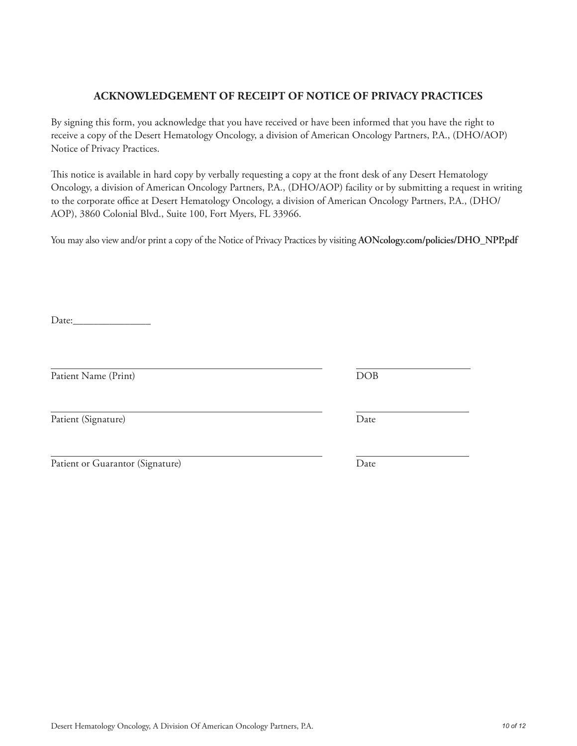## ACKNOWLEDGEMENT OF RECEIPT OF NOTICE OF PRIVACY PRACTICES

By signing this form, you acknowledge that you have received or have been informed that you have the right to receive a copy of the Desert Hematology Oncology, a division of American Oncology Partners, P.A., (DHO/AOP) Notice of Privacy Practices.

This notice is available in hard copy by verbally requesting a copy at the front desk of any Desert Hematology Oncology, a division of American Oncology Partners, P.A., (DHO/AOP) facility or by submitting a request in writing to the corporate office at Desert Hematology Oncology, a division of American Oncology Partners, P.A., (DHO/AOP), 3860 Colonial Blvd., Suite 100, Fort Myers, FL 33966.

You may also view and/or print a copy of the Notice of Privacy Practices by visiting **AONcology.com/policies/DHO_NPP.pdf**

Date:_______________

_______________________________________________ ____________________

Patient Name (Print) DOB

_______________________________________________ ____________________

Patient (Signature) Date

_______________________________________________ ____________________

Patient or Guarantor (Signature) Date

Desert Hematology Oncology, A Division Of American Oncology Partners, P.A.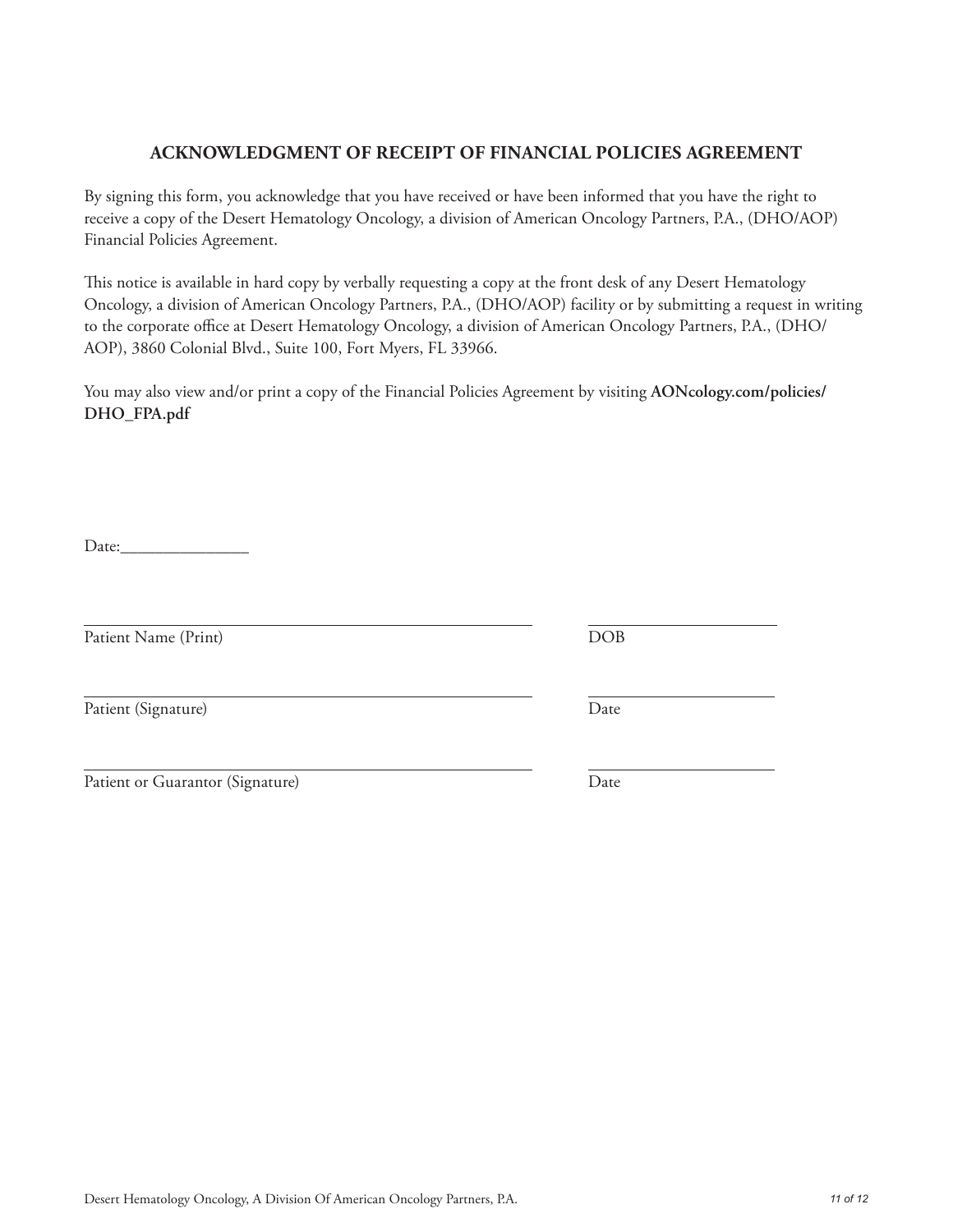## ACKNOWLEDGMENT OF RECEIPT OF FINANCIAL POLICIES AGREEMENT

By signing this form, you acknowledge that you have received or have been informed that you have the right to receive a copy of the Desert Hematology Oncology, a division of American Oncology Partners, P.A., (DHO/AOP) Financial Policies Agreement.

This notice is available in hard copy by verbally requesting a copy at the front desk of any Desert Hematology Oncology, a division of American Oncology Partners, P.A., (DHO/AOP) facility or by submitting a request in writing to the corporate office at Desert Hematology Oncology, a division of American Oncology Partners, P.A., (DHO/AOP), 3860 Colonial Blvd., Suite 100, Fort Myers, FL 33966.

You may also view and/or print a copy of the Financial Policies Agreement by visiting **AONcology.com/policies/DHO_FPA.pdf**

Date:_______________

_______________________________________________ ____________________
Patient Name (Print) DOB

_______________________________________________ ____________________
Patient (Signature) Date

_______________________________________________ ____________________
Patient or Guarantor (Signature) Date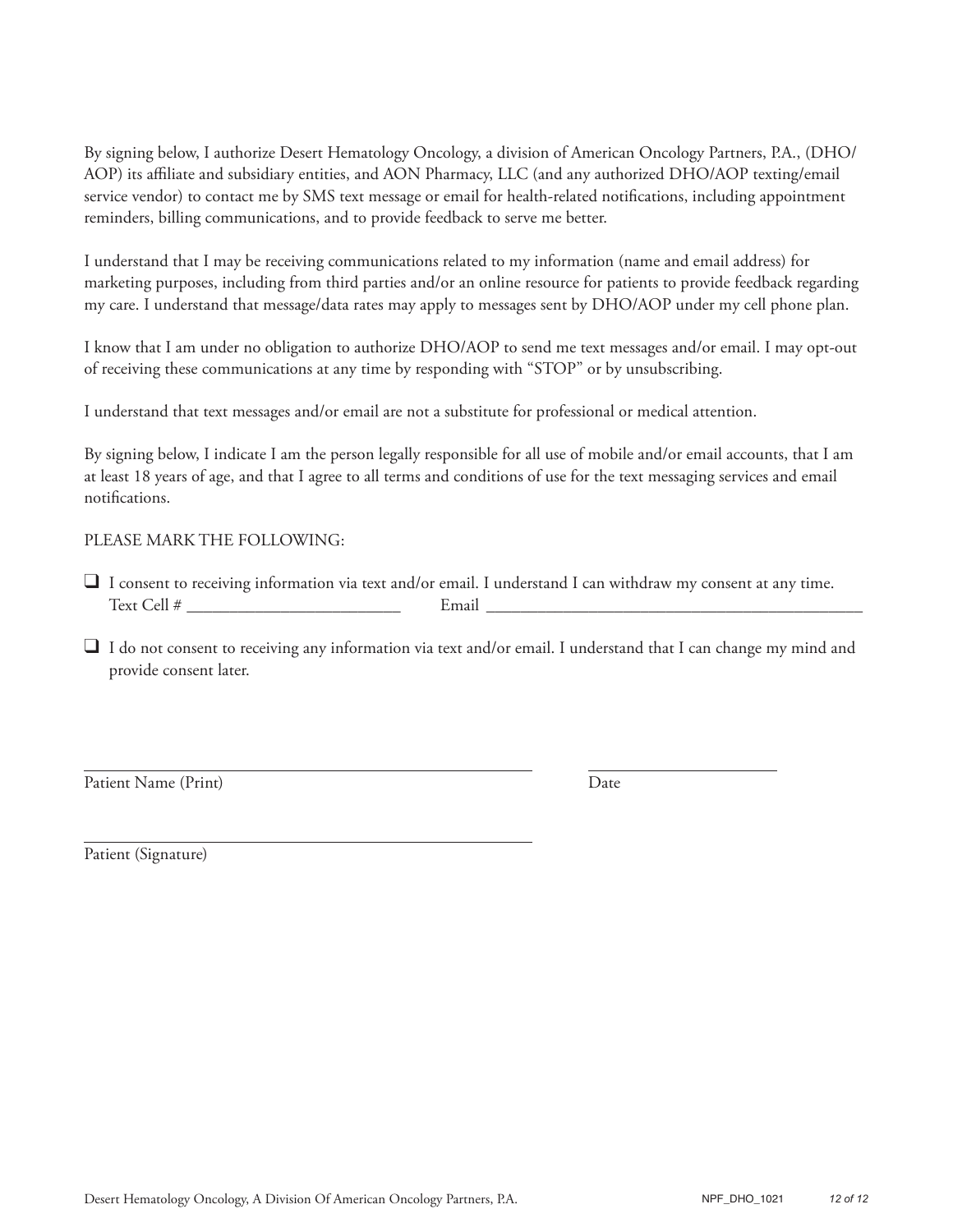By signing below, I authorize Desert Hematology Oncology, a division of American Oncology Partners, P.A., (DHO/AOP) its affiliate and subsidiary entities, and AON Pharmacy, LLC (and any authorized DHO/AOP texting/email service vendor) to contact me by SMS text message or email for health-related notifications, including appointment reminders, billing communications, and to provide feedback to serve me better.

I understand that I may be receiving communications related to my information (name and email address) for marketing purposes, including from third parties and/or an online resource for patients to provide feedback regarding my care. I understand that message/data rates may apply to messages sent by DHO/AOP under my cell phone plan.

I know that I am under no obligation to authorize DHO/AOP to send me text messages and/or email. I may opt-out of receiving these communications at any time by responding with "STOP" or by unsubscribing.

I understand that text messages and/or email are not a substitute for professional or medical attention.

By signing below, I indicate I am the person legally responsible for all use of mobile and/or email accounts, that I am at least 18 years of age, and that I agree to all terms and conditions of use for the text messaging services and email notifications.

PLEASE MARK THE FOLLOWING:

- ☐ I consent to receiving information via text and/or email. I understand I can withdraw my consent at any time.
  Text Cell # _________________________ Email _____________________________________________

- ☐ I do not consent to receiving any information via text and/or email. I understand that I can change my mind and provide consent later.

_____________________________________________ _____________________
Patient Name (Print) Date

_____________________________________________
Patient (Signature)